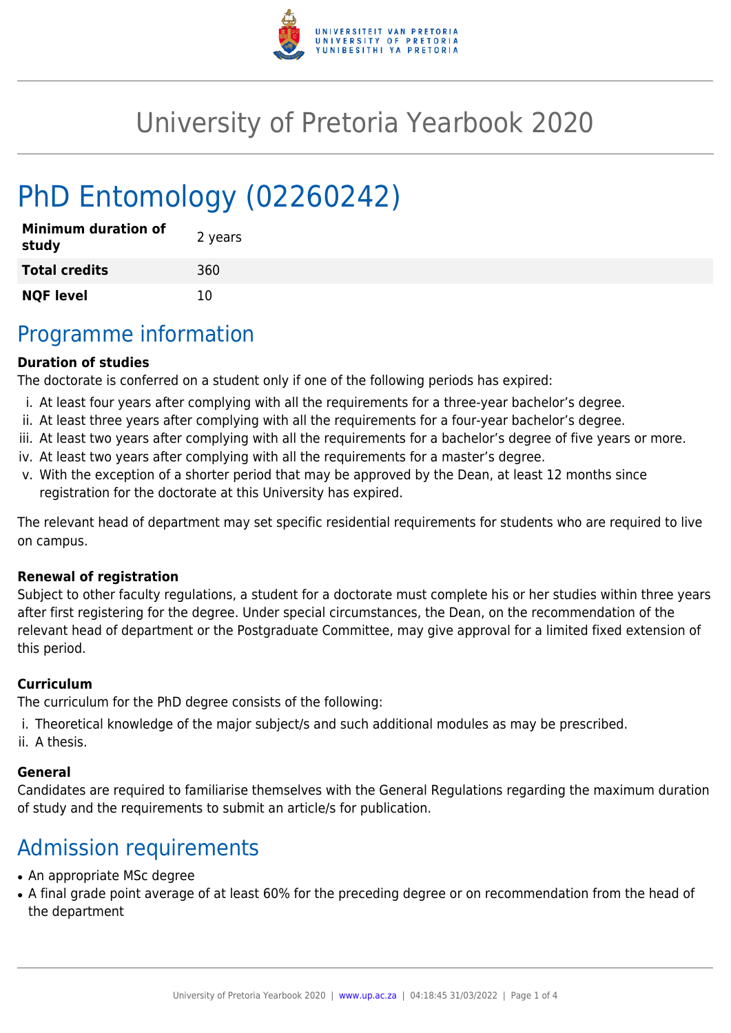# University of Pretoria Yearbook 2020

# PhD Entomology (02260242)

| | |
|---|---|
| **Minimum duration of study** | 2 years |
| **Total credits** | 360 |
| **NQF level** | 10 |

## Programme information

**Duration of studies**

The doctorate is conferred on a student only if one of the following periods has expired:

i. At least four years after complying with all the requirements for a three-year bachelor's degree.
ii. At least three years after complying with all the requirements for a four-year bachelor's degree.
iii. At least two years after complying with all the requirements for a bachelor's degree of five years or more.
iv. At least two years after complying with all the requirements for a master's degree.
v. With the exception of a shorter period that may be approved by the Dean, at least 12 months since registration for the doctorate at this University has expired.

The relevant head of department may set specific residential requirements for students who are required to live on campus.

**Renewal of registration**

Subject to other faculty regulations, a student for a doctorate must complete his or her studies within three years after first registering for the degree. Under special circumstances, the Dean, on the recommendation of the relevant head of department or the Postgraduate Committee, may give approval for a limited fixed extension of this period.

**Curriculum**

The curriculum for the PhD degree consists of the following:

i. Theoretical knowledge of the major subject/s and such additional modules as may be prescribed.
ii. A thesis.

**General**

Candidates are required to familiarise themselves with the General Regulations regarding the maximum duration of study and the requirements to submit an article/s for publication.

## Admission requirements

- An appropriate MSc degree
- A final grade point average of at least 60% for the preceding degree or on recommendation from the head of the department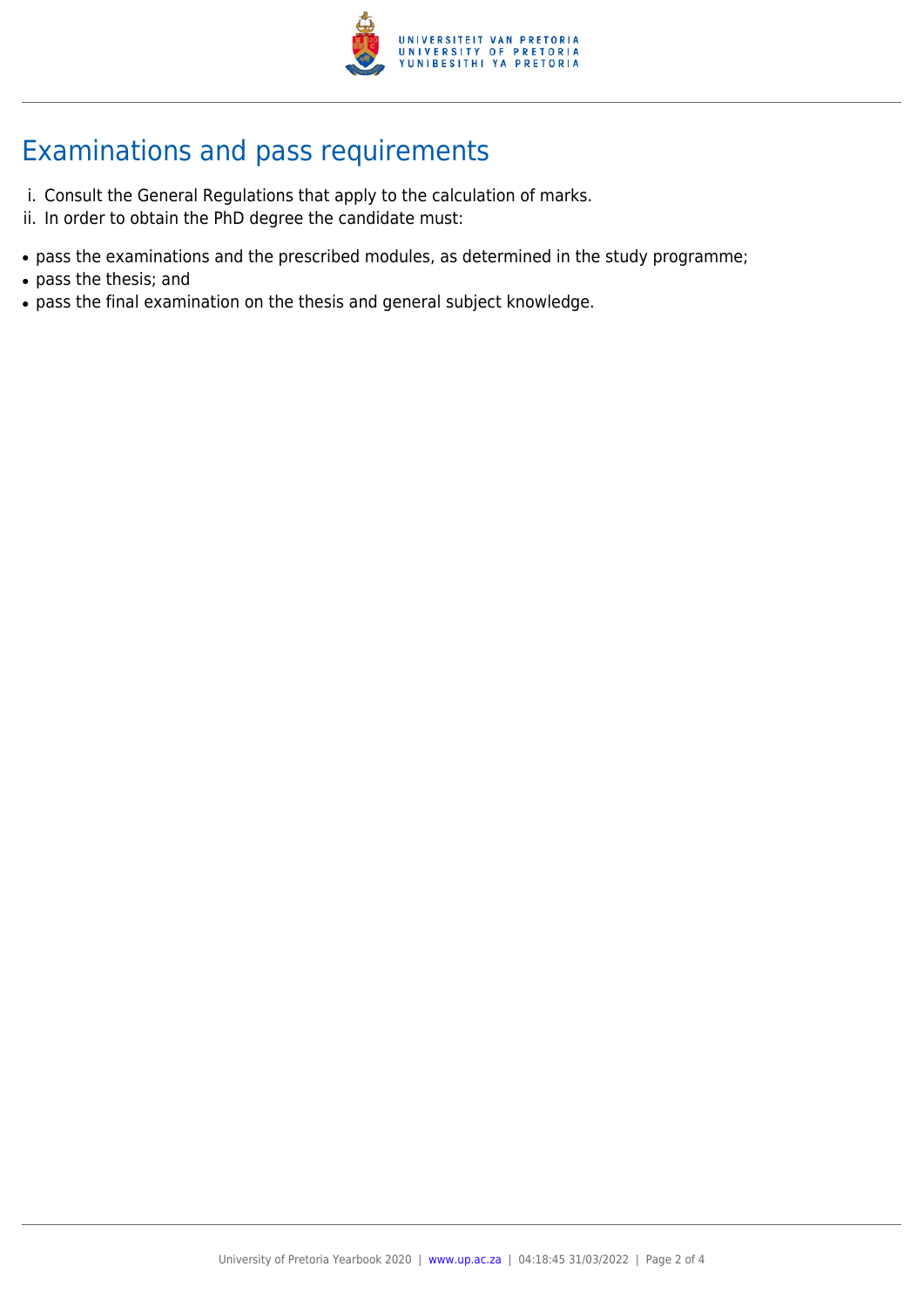## Examinations and pass requirements

i. Consult the General Regulations that apply to the calculation of marks.
ii. In order to obtain the PhD degree the candidate must:

- pass the examinations and the prescribed modules, as determined in the study programme;
- pass the thesis; and
- pass the final examination on the thesis and general subject knowledge.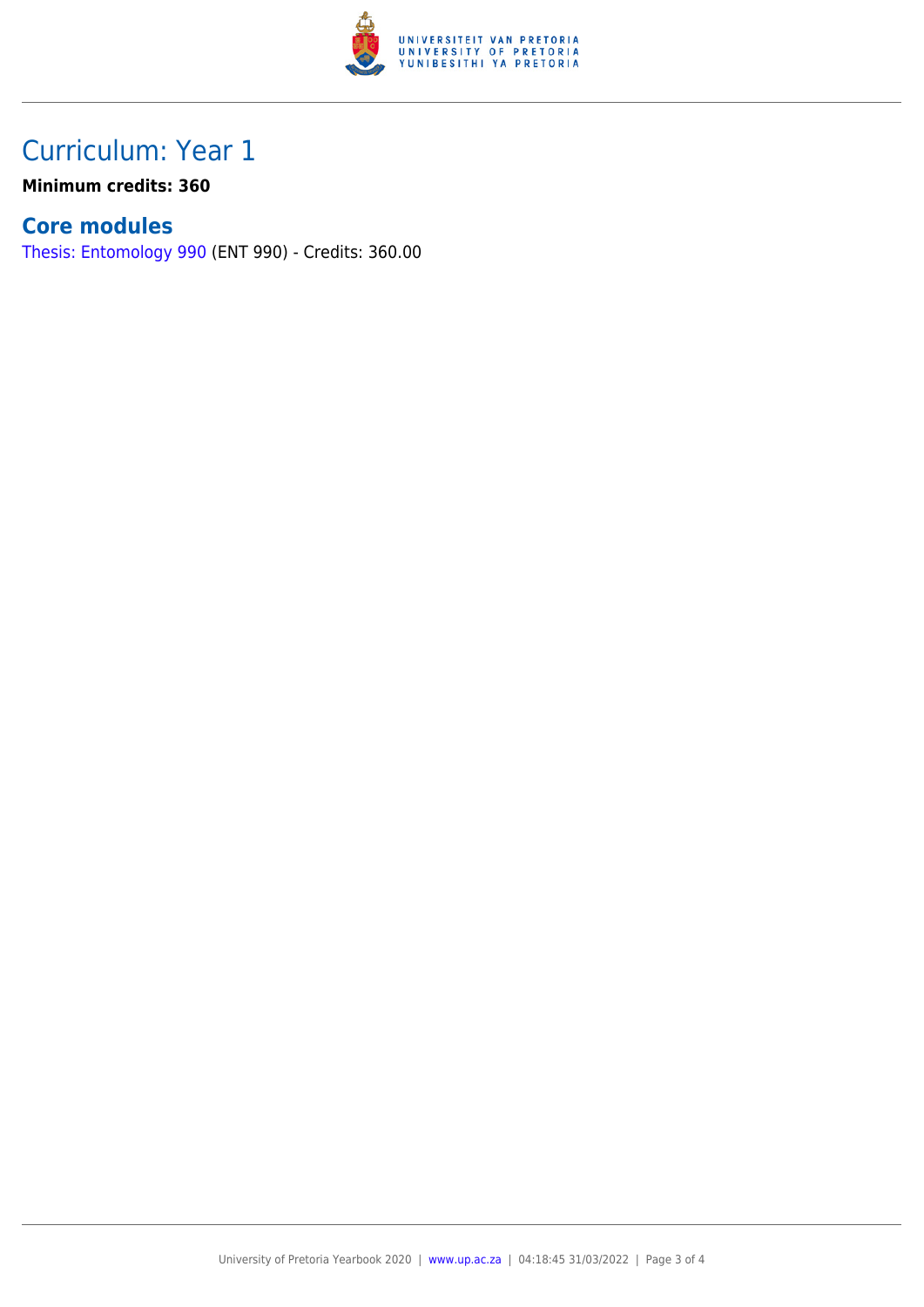# Curriculum: Year 1

**Minimum credits: 360**

## Core modules

Thesis: Entomology 990 (ENT 990) - Credits: 360.00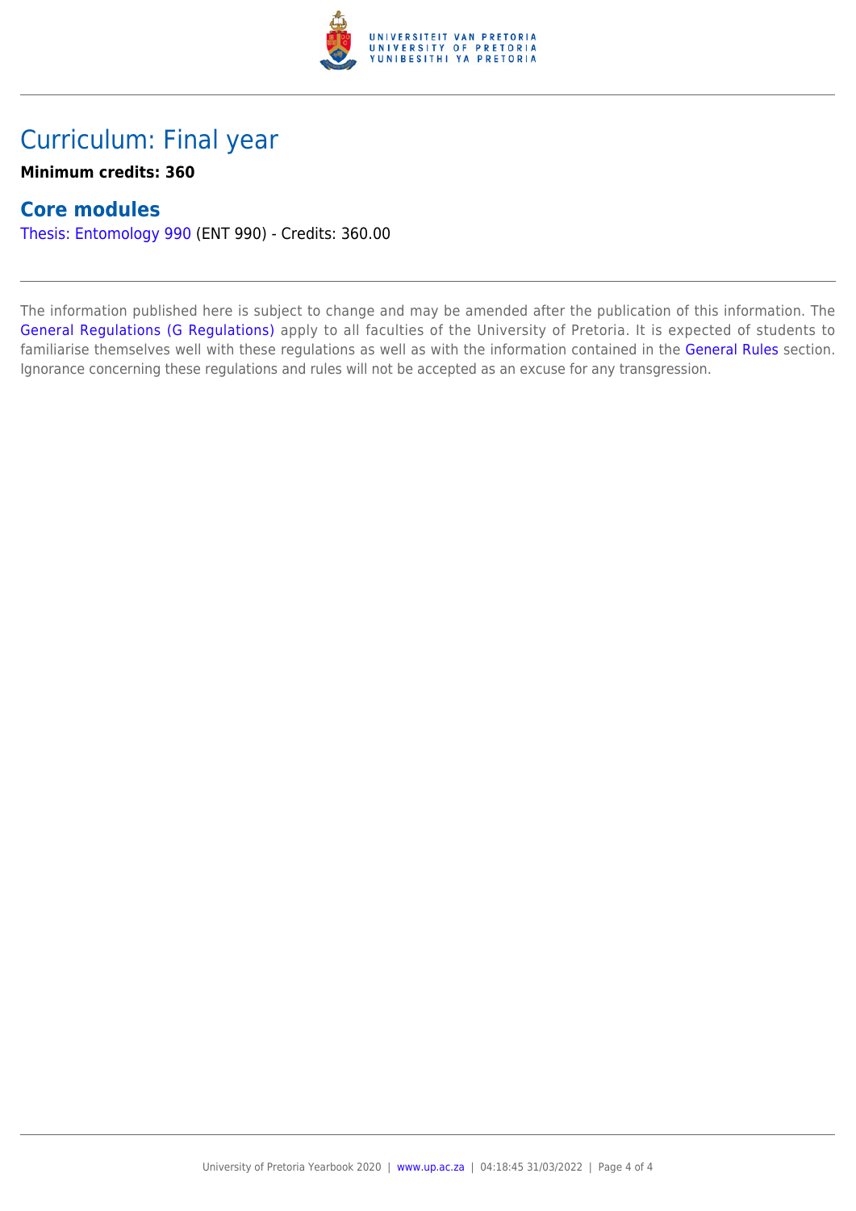## Curriculum: Final year

**Minimum credits: 360**

### Core modules

Thesis: Entomology 990 (ENT 990) - Credits: 360.00

The information published here is subject to change and may be amended after the publication of this information. The General Regulations (G Regulations) apply to all faculties of the University of Pretoria. It is expected of students to familiarise themselves well with these regulations as well as with the information contained in the General Rules section. Ignorance concerning these regulations and rules will not be accepted as an excuse for any transgression.